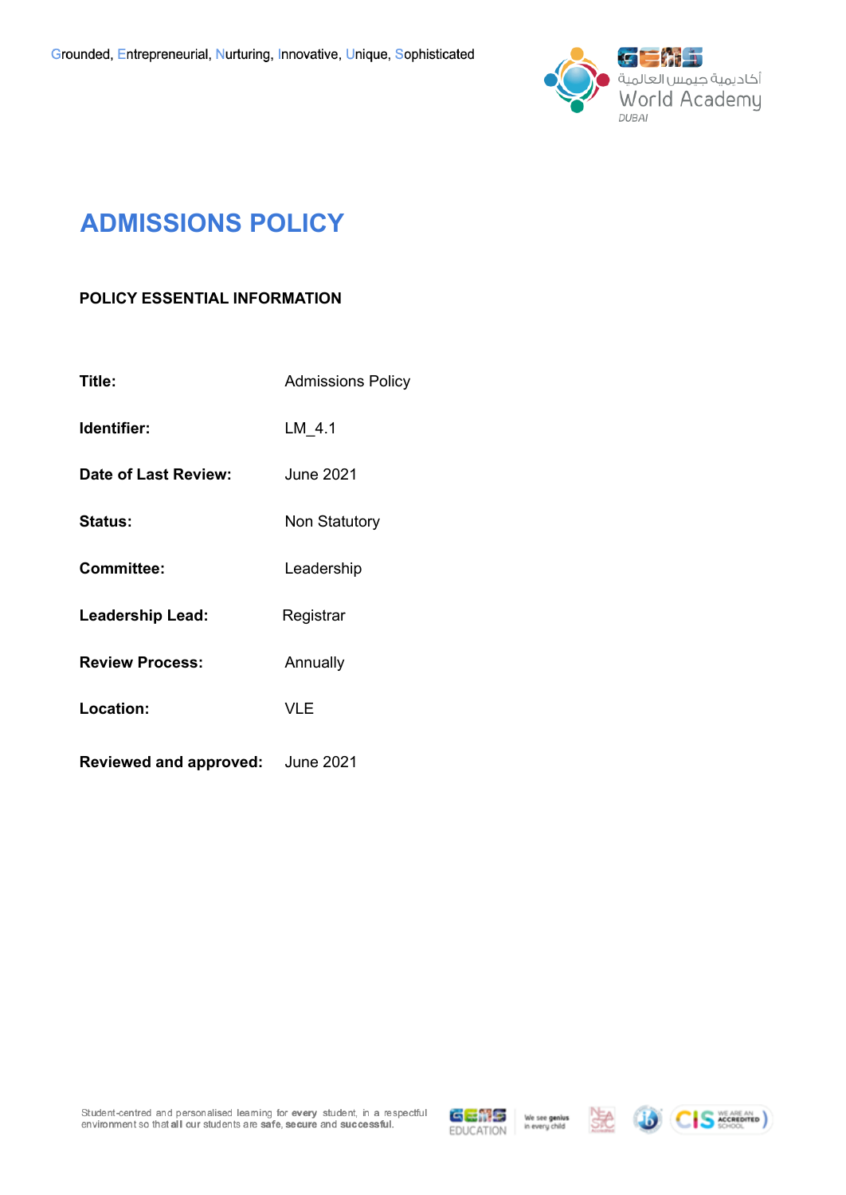# ADMISSIONS POLICY

**POLICY ESSENTIAL INFORMATION**

| | |
|---|---|
| **Title:** | Admissions Policy |
| **Identifier:** | LM_4.1 |
| **Date of Last Review:** | June 2021 |
| **Status:** | Non Statutory |
| **Committee:** | Leadership |
| **Leadership Lead:** | Registrar |
| **Review Process:** | Annually |
| **Location:** | VLE |
| **Reviewed and approved:** | June 2021 |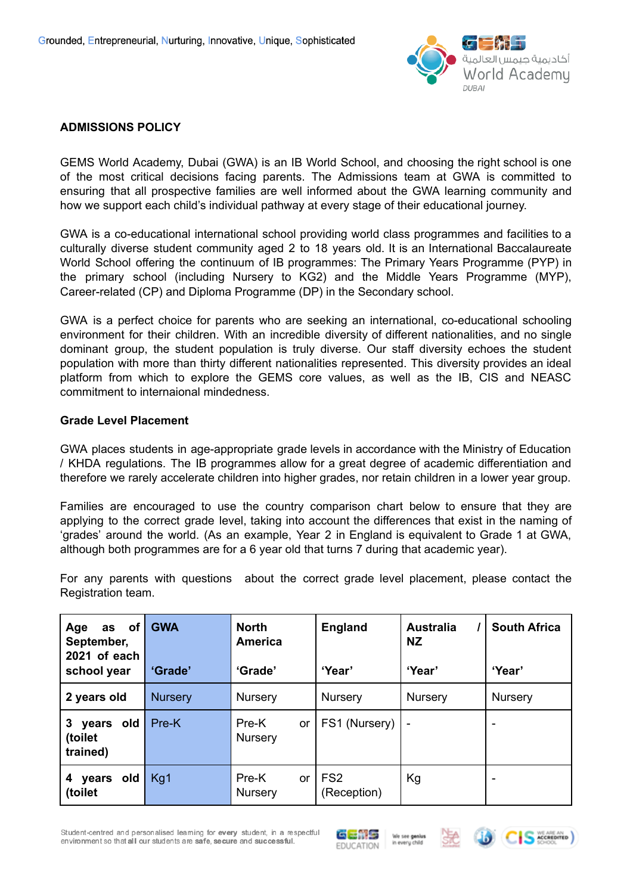## ADMISSIONS POLICY

GEMS World Academy, Dubai (GWA) is an IB World School, and choosing the right school is one of the most critical decisions facing parents. The Admissions team at GWA is committed to ensuring that all prospective families are well informed about the GWA learning community and how we support each child's individual pathway at every stage of their educational journey.

GWA is a co-educational international school providing world class programmes and facilities to a culturally diverse student community aged 2 to 18 years old. It is an International Baccalaureate World School offering the continuum of IB programmes: The Primary Years Programme (PYP) in the primary school (including Nursery to KG2) and the Middle Years Programme (MYP), Career-related (CP) and Diploma Programme (DP) in the Secondary school.

GWA is a perfect choice for parents who are seeking an international, co-educational schooling environment for their children. With an incredible diversity of different nationalities, and no single dominant group, the student population is truly diverse. Our staff diversity echoes the student population with more than thirty different nationalities represented. This diversity provides an ideal platform from which to explore the GEMS core values, as well as the IB, CIS and NEASC commitment to internaional mindedness.

### Grade Level Placement

GWA places students in age-appropriate grade levels in accordance with the Ministry of Education / KHDA regulations. The IB programmes allow for a great degree of academic differentiation and therefore we rarely accelerate children into higher grades, nor retain children in a lower year group.

Families are encouraged to use the country comparison chart below to ensure that they are applying to the correct grade level, taking into account the differences that exist in the naming of 'grades' around the world. (As an example, Year 2 in England is equivalent to Grade 1 at GWA, although both programmes are for a 6 year old that turns 7 during that academic year).

For any parents with questions about the correct grade level placement, please contact the Registration team.

| Age as of September, 2021 of each school year | GWA 'Grade' | North America 'Grade' | England 'Year' | Australia / NZ 'Year' | South Africa 'Year' |
|---|---|---|---|---|---|
| 2 years old | Nursery | Nursery | Nursery | Nursery | Nursery |
| 3 years old (toilet trained) | Pre-K | Pre-K or Nursery | FS1 (Nursery) | - | - |
| 4 years old (toilet | Kg1 | Pre-K or Nursery | FS2 (Reception) | Kg | - |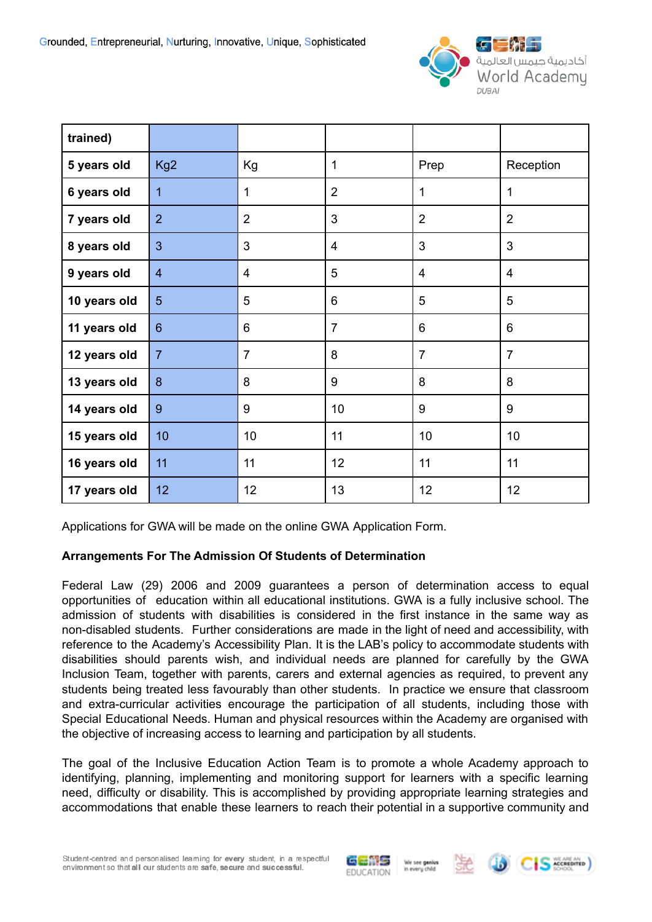| trained) | | | | | |
|---|---|---|---|---|---|
| **5 years old** | Kg2 | Kg | 1 | Prep | Reception |
| **6 years old** | 1 | 1 | 2 | 1 | 1 |
| **7 years old** | 2 | 2 | 3 | 2 | 2 |
| **8 years old** | 3 | 3 | 4 | 3 | 3 |
| **9 years old** | 4 | 4 | 5 | 4 | 4 |
| **10 years old** | 5 | 5 | 6 | 5 | 5 |
| **11 years old** | 6 | 6 | 7 | 6 | 6 |
| **12 years old** | 7 | 7 | 8 | 7 | 7 |
| **13 years old** | 8 | 8 | 9 | 8 | 8 |
| **14 years old** | 9 | 9 | 10 | 9 | 9 |
| **15 years old** | 10 | 10 | 11 | 10 | 10 |
| **16 years old** | 11 | 11 | 12 | 11 | 11 |
| **17 years old** | 12 | 12 | 13 | 12 | 12 |

Applications for GWA will be made on the online GWA Application Form.

**Arrangements For The Admission Of Students of Determination**

Federal Law (29) 2006 and 2009 guarantees a person of determination access to equal opportunities of education within all educational institutions. GWA is a fully inclusive school. The admission of students with disabilities is considered in the first instance in the same way as non-disabled students. Further considerations are made in the light of need and accessibility, with reference to the Academy's Accessibility Plan. It is the LAB's policy to accommodate students with disabilities should parents wish, and individual needs are planned for carefully by the GWA Inclusion Team, together with parents, carers and external agencies as required, to prevent any students being treated less favourably than other students. In practice we ensure that classroom and extra-curricular activities encourage the participation of all students, including those with Special Educational Needs. Human and physical resources within the Academy are organised with the objective of increasing access to learning and participation by all students.

The goal of the Inclusive Education Action Team is to promote a whole Academy approach to identifying, planning, implementing and monitoring support for learners with a specific learning need, difficulty or disability. This is accomplished by providing appropriate learning strategies and accommodations that enable these learners to reach their potential in a supportive community and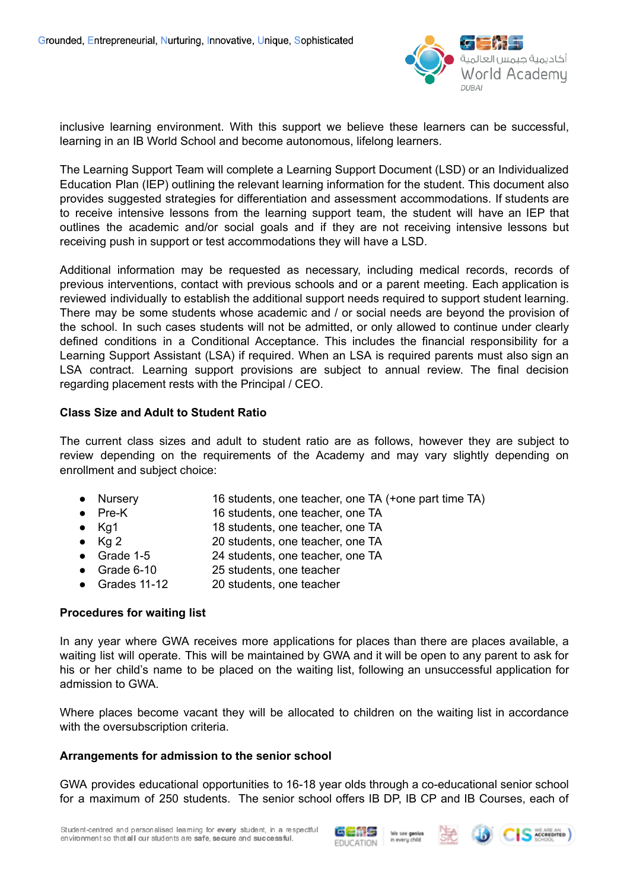inclusive learning environment. With this support we believe these learners can be successful, learning in an IB World School and become autonomous, lifelong learners.

The Learning Support Team will complete a Learning Support Document (LSD) or an Individualized Education Plan (IEP) outlining the relevant learning information for the student. This document also provides suggested strategies for differentiation and assessment accommodations. If students are to receive intensive lessons from the learning support team, the student will have an IEP that outlines the academic and/or social goals and if they are not receiving intensive lessons but receiving push in support or test accommodations they will have a LSD.

Additional information may be requested as necessary, including medical records, records of previous interventions, contact with previous schools and or a parent meeting. Each application is reviewed individually to establish the additional support needs required to support student learning. There may be some students whose academic and / or social needs are beyond the provision of the school. In such cases students will not be admitted, or only allowed to continue under clearly defined conditions in a Conditional Acceptance. This includes the financial responsibility for a Learning Support Assistant (LSA) if required. When an LSA is required parents must also sign an LSA contract. Learning support provisions are subject to annual review. The final decision regarding placement rests with the Principal / CEO.

**Class Size and Adult to Student Ratio**

The current class sizes and adult to student ratio are as follows, however they are subject to review depending on the requirements of the Academy and may vary slightly depending on enrollment and subject choice:

- Nursery — 16 students, one teacher, one TA (+one part time TA)
- Pre-K — 16 students, one teacher, one TA
- Kg1 — 18 students, one teacher, one TA
- Kg 2 — 20 students, one teacher, one TA
- Grade 1-5 — 24 students, one teacher, one TA
- Grade 6-10 — 25 students, one teacher
- Grades 11-12 — 20 students, one teacher

**Procedures for waiting list**

In any year where GWA receives more applications for places than there are places available, a waiting list will operate. This will be maintained by GWA and it will be open to any parent to ask for his or her child's name to be placed on the waiting list, following an unsuccessful application for admission to GWA.

Where places become vacant they will be allocated to children on the waiting list in accordance with the oversubscription criteria.

**Arrangements for admission to the senior school**

GWA provides educational opportunities to 16-18 year olds through a co-educational senior school for a maximum of 250 students. The senior school offers IB DP, IB CP and IB Courses, each of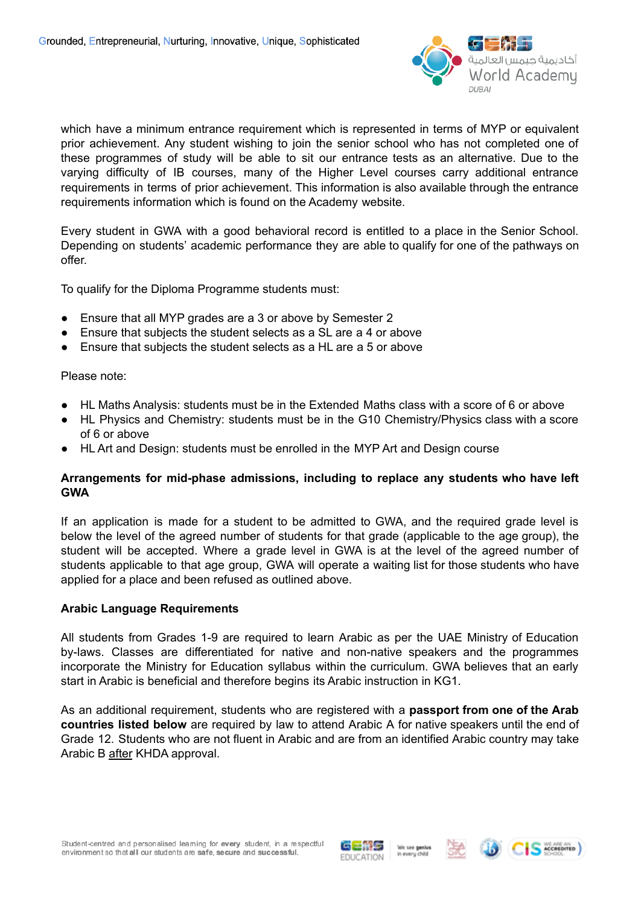which have a minimum entrance requirement which is represented in terms of MYP or equivalent prior achievement. Any student wishing to join the senior school who has not completed one of these programmes of study will be able to sit our entrance tests as an alternative. Due to the varying difficulty of IB courses, many of the Higher Level courses carry additional entrance requirements in terms of prior achievement. This information is also available through the entrance requirements information which is found on the Academy website.

Every student in GWA with a good behavioral record is entitled to a place in the Senior School. Depending on students' academic performance they are able to qualify for one of the pathways on offer.

To qualify for the Diploma Programme students must:

- Ensure that all MYP grades are a 3 or above by Semester 2
- Ensure that subjects the student selects as a SL are a 4 or above
- Ensure that subjects the student selects as a HL are a 5 or above

Please note:

- HL Maths Analysis: students must be in the Extended Maths class with a score of 6 or above
- HL Physics and Chemistry: students must be in the G10 Chemistry/Physics class with a score of 6 or above
- HL Art and Design: students must be enrolled in the MYP Art and Design course

**Arrangements for mid-phase admissions, including to replace any students who have left GWA**

If an application is made for a student to be admitted to GWA, and the required grade level is below the level of the agreed number of students for that grade (applicable to the age group), the student will be accepted. Where a grade level in GWA is at the level of the agreed number of students applicable to that age group, GWA will operate a waiting list for those students who have applied for a place and been refused as outlined above.

**Arabic Language Requirements**

All students from Grades 1-9 are required to learn Arabic as per the UAE Ministry of Education by-laws. Classes are differentiated for native and non-native speakers and the programmes incorporate the Ministry for Education syllabus within the curriculum. GWA believes that an early start in Arabic is beneficial and therefore begins its Arabic instruction in KG1.

As an additional requirement, students who are registered with a **passport from one of the Arab countries listed below** are required by law to attend Arabic A for native speakers until the end of Grade 12. Students who are not fluent in Arabic and are from an identified Arabic country may take Arabic B after KHDA approval.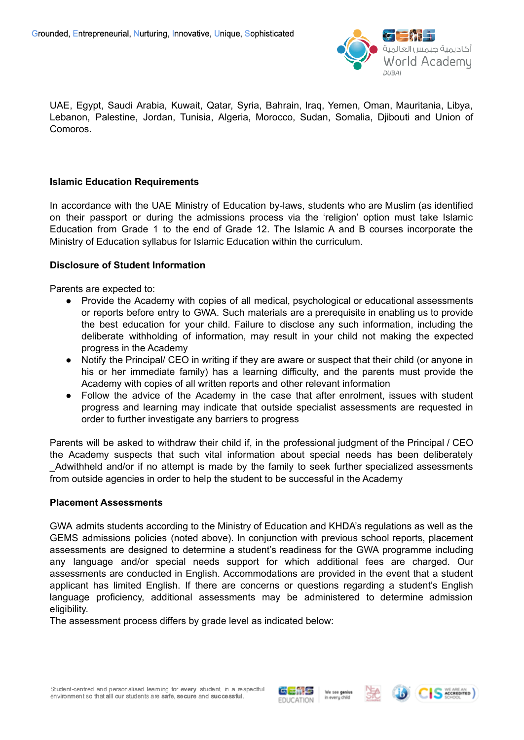UAE, Egypt, Saudi Arabia, Kuwait, Qatar, Syria, Bahrain, Iraq, Yemen, Oman, Mauritania, Libya, Lebanon, Palestine, Jordan, Tunisia, Algeria, Morocco, Sudan, Somalia, Djibouti and Union of Comoros.

**Islamic Education Requirements**

In accordance with the UAE Ministry of Education by-laws, students who are Muslim (as identified on their passport or during the admissions process via the 'religion' option must take Islamic Education from Grade 1 to the end of Grade 12. The Islamic A and B courses incorporate the Ministry of Education syllabus for Islamic Education within the curriculum.

**Disclosure of Student Information**

Parents are expected to:

- Provide the Academy with copies of all medical, psychological or educational assessments or reports before entry to GWA. Such materials are a prerequisite in enabling us to provide the best education for your child. Failure to disclose any such information, including the deliberate withholding of information, may result in your child not making the expected progress in the Academy
- Notify the Principal/ CEO in writing if they are aware or suspect that their child (or anyone in his or her immediate family) has a learning difficulty, and the parents must provide the Academy with copies of all written reports and other relevant information
- Follow the advice of the Academy in the case that after enrolment, issues with student progress and learning may indicate that outside specialist assessments are requested in order to further investigate any barriers to progress

Parents will be asked to withdraw their child if, in the professional judgment of the Principal / CEO the Academy suspects that such vital information about special needs has been deliberately _Adwithheld and/or if no attempt is made by the family to seek further specialized assessments from outside agencies in order to help the student to be successful in the Academy

**Placement Assessments**

GWA admits students according to the Ministry of Education and KHDA's regulations as well as the GEMS admissions policies (noted above). In conjunction with previous school reports, placement assessments are designed to determine a student's readiness for the GWA programme including any language and/or special needs support for which additional fees are charged. Our assessments are conducted in English. Accommodations are provided in the event that a student applicant has limited English. If there are concerns or questions regarding a student's English language proficiency, additional assessments may be administered to determine admission eligibility.
The assessment process differs by grade level as indicated below: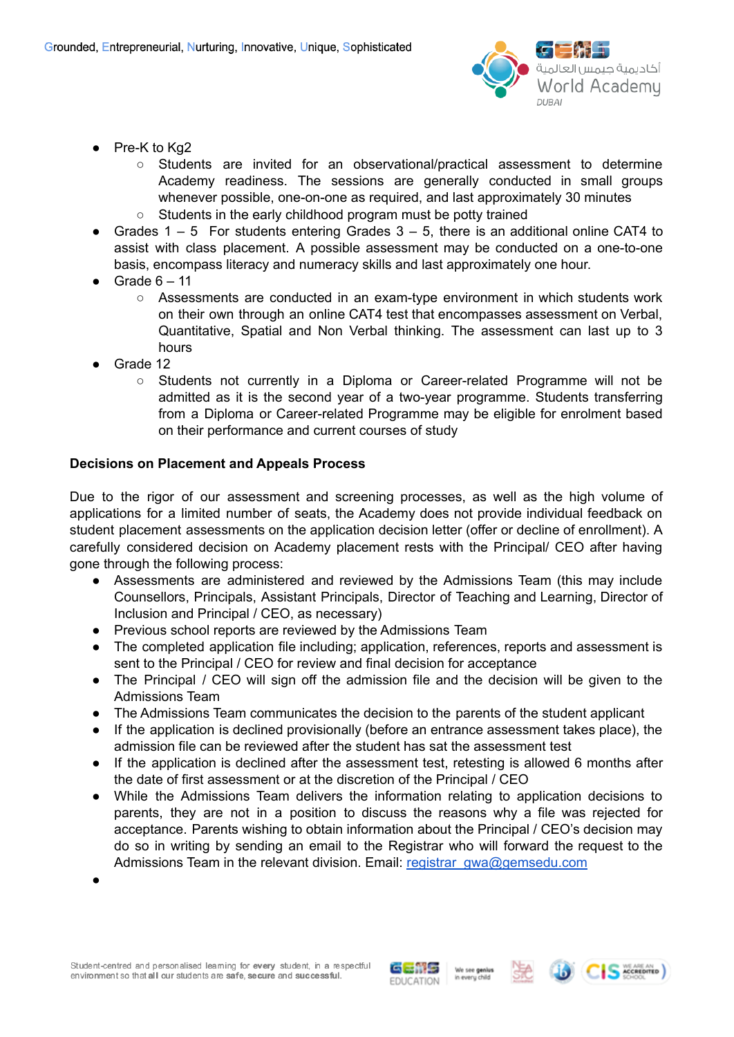- Pre-K to Kg2
  - Students are invited for an observational/practical assessment to determine Academy readiness. The sessions are generally conducted in small groups whenever possible, one-on-one as required, and last approximately 30 minutes
  - Students in the early childhood program must be potty trained
- Grades 1 – 5  For students entering Grades 3 – 5, there is an additional online CAT4 to assist with class placement. A possible assessment may be conducted on a one-to-one basis, encompass literacy and numeracy skills and last approximately one hour.
- Grade 6 – 11
  - Assessments are conducted in an exam-type environment in which students work on their own through an online CAT4 test that encompasses assessment on Verbal, Quantitative, Spatial and Non Verbal thinking. The assessment can last up to 3 hours
- Grade 12
  - Students not currently in a Diploma or Career-related Programme will not be admitted as it is the second year of a two-year programme. Students transferring from a Diploma or Career-related Programme may be eligible for enrolment based on their performance and current courses of study

**Decisions on Placement and Appeals Process**

Due to the rigor of our assessment and screening processes, as well as the high volume of applications for a limited number of seats, the Academy does not provide individual feedback on student placement assessments on the application decision letter (offer or decline of enrollment). A carefully considered decision on Academy placement rests with the Principal/ CEO after having gone through the following process:

- Assessments are administered and reviewed by the Admissions Team (this may include Counsellors, Principals, Assistant Principals, Director of Teaching and Learning, Director of Inclusion and Principal / CEO, as necessary)
- Previous school reports are reviewed by the Admissions Team
- The completed application file including; application, references, reports and assessment is sent to the Principal / CEO for review and final decision for acceptance
- The Principal / CEO will sign off the admission file and the decision will be given to the Admissions Team
- The Admissions Team communicates the decision to the parents of the student applicant
- If the application is declined provisionally (before an entrance assessment takes place), the admission file can be reviewed after the student has sat the assessment test
- If the application is declined after the assessment test, retesting is allowed 6 months after the date of first assessment or at the discretion of the Principal / CEO
- While the Admissions Team delivers the information relating to application decisions to parents, they are not in a position to discuss the reasons why a file was rejected for acceptance. Parents wishing to obtain information about the Principal / CEO's decision may do so in writing by sending an email to the Registrar who will forward the request to the Admissions Team in the relevant division. Email: registrar_gwa@gemsedu.com
-